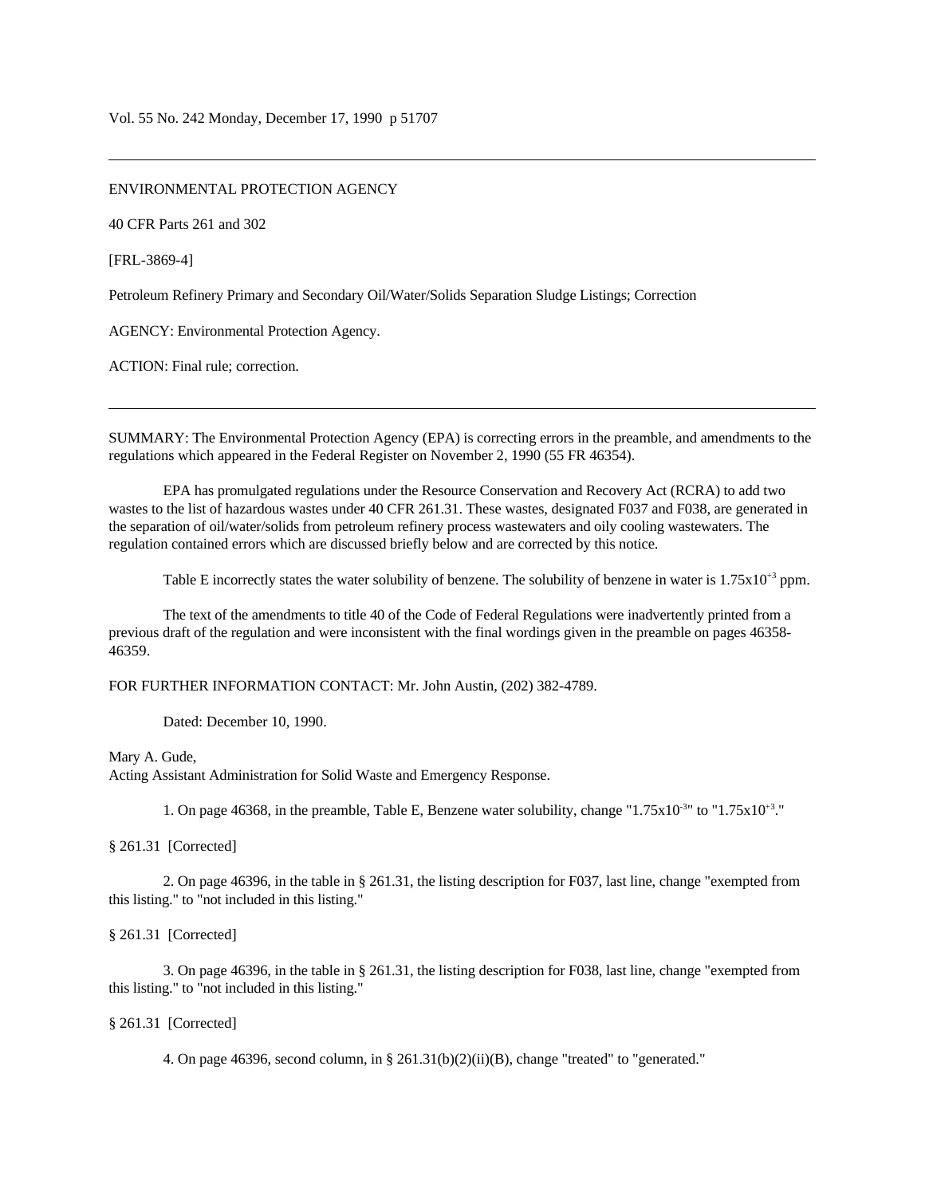Vol. 55 No. 242 Monday, December 17, 1990 p 51707

---

ENVIRONMENTAL PROTECTION AGENCY

40 CFR Parts 261 and 302

[FRL-3869-4]

Petroleum Refinery Primary and Secondary Oil/Water/Solids Separation Sludge Listings; Correction

AGENCY: Environmental Protection Agency.

ACTION: Final rule; correction.

---

SUMMARY: The Environmental Protection Agency (EPA) is correcting errors in the preamble, and amendments to the regulations which appeared in the Federal Register on November 2, 1990 (55 FR 46354).

EPA has promulgated regulations under the Resource Conservation and Recovery Act (RCRA) to add two wastes to the list of hazardous wastes under 40 CFR 261.31. These wastes, designated F037 and F038, are generated in the separation of oil/water/solids from petroleum refinery process wastewaters and oily cooling wastewaters. The regulation contained errors which are discussed briefly below and are corrected by this notice.

Table E incorrectly states the water solubility of benzene. The solubility of benzene in water is $1.75x10^{+3}$ ppm.

The text of the amendments to title 40 of the Code of Federal Regulations were inadvertently printed from a previous draft of the regulation and were inconsistent with the final wordings given in the preamble on pages 46358-46359.

FOR FURTHER INFORMATION CONTACT: Mr. John Austin, (202) 382-4789.

Dated: December 10, 1990.

Mary A. Gude,
Acting Assistant Administration for Solid Waste and Emergency Response.

1. On page 46368, in the preamble, Table E, Benzene water solubility, change "$1.75x10^{-3}$" to "$1.75x10^{+3}$."

§ 261.31 [Corrected]

2. On page 46396, in the table in § 261.31, the listing description for F037, last line, change "exempted from this listing." to "not included in this listing."

§ 261.31 [Corrected]

3. On page 46396, in the table in § 261.31, the listing description for F038, last line, change "exempted from this listing." to "not included in this listing."

§ 261.31 [Corrected]

4. On page 46396, second column, in § 261.31(b)(2)(ii)(B), change "treated" to "generated."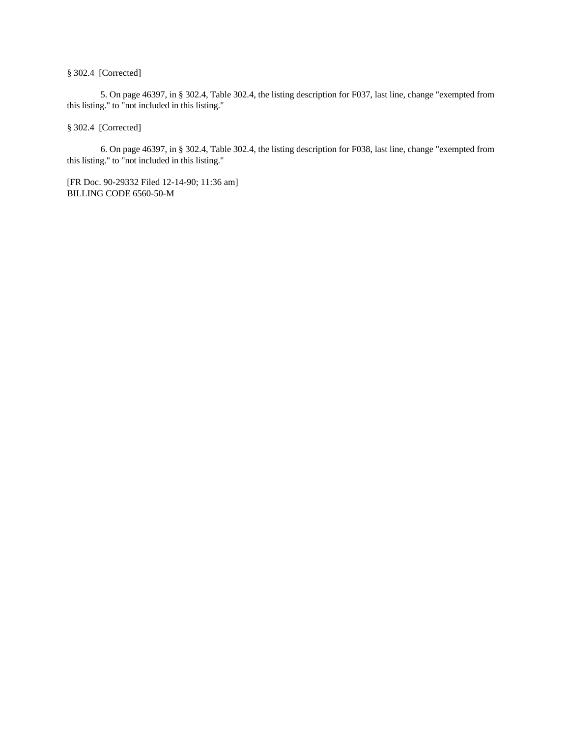§ 302.4 [Corrected]

5. On page 46397, in § 302.4, Table 302.4, the listing description for F037, last line, change "exempted from this listing." to "not included in this listing."

§ 302.4 [Corrected]

6. On page 46397, in § 302.4, Table 302.4, the listing description for F038, last line, change "exempted from this listing." to "not included in this listing."

[FR Doc. 90-29332 Filed 12-14-90; 11:36 am]
BILLING CODE 6560-50-M